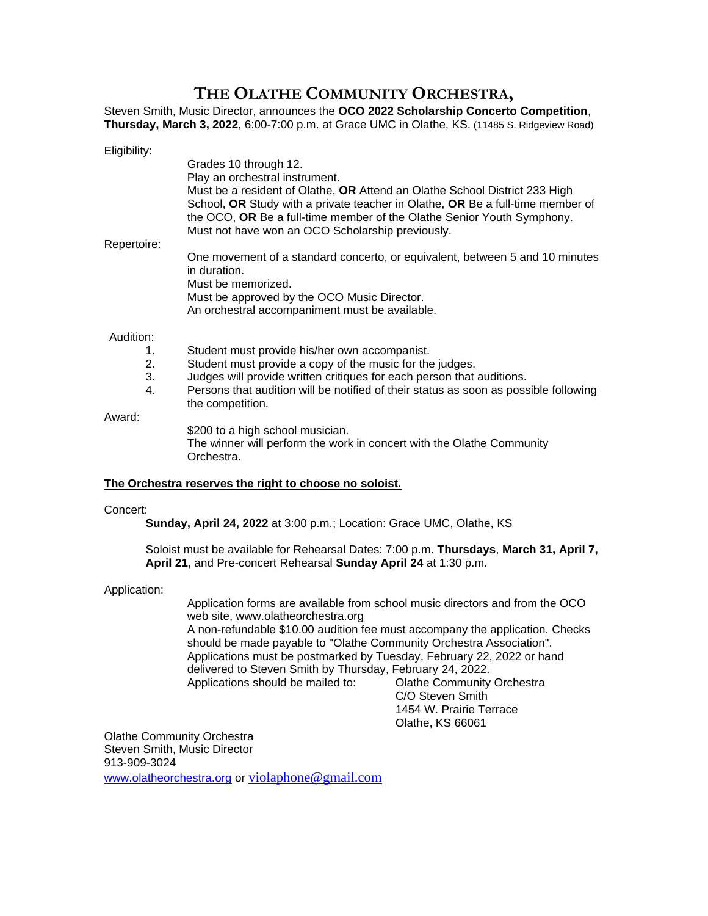# THE OLATHE COMMUNITY ORCHESTRA,

Steven Smith, Music Director, announces the **OCO 2022 Scholarship Concerto Competition**, **Thursday, March 3, 2022**, 6:00-7:00 p.m. at Grace UMC in Olathe, KS. (11485 S. Ridgeview Road)

Eligibility:

Grades 10 through 12.
Play an orchestral instrument.
Must be a resident of Olathe, **OR** Attend an Olathe School District 233 High School, **OR** Study with a private teacher in Olathe, **OR** Be a full-time member of the OCO, **OR** Be a full-time member of the Olathe Senior Youth Symphony.
Must not have won an OCO Scholarship previously.

Repertoire:

One movement of a standard concerto, or equivalent, between 5 and 10 minutes in duration.
Must be memorized.
Must be approved by the OCO Music Director.
An orchestral accompaniment must be available.

Audition:

1. Student must provide his/her own accompanist.
2. Student must provide a copy of the music for the judges.
3. Judges will provide written critiques for each person that auditions.
4. Persons that audition will be notified of their status as soon as possible following the competition.

Award:

$200 to a high school musician.
The winner will perform the work in concert with the Olathe Community Orchestra.

**The Orchestra reserves the right to choose no soloist.**

Concert:

**Sunday, April 24, 2022** at 3:00 p.m.; Location: Grace UMC, Olathe, KS

Soloist must be available for Rehearsal Dates: 7:00 p.m. **Thursdays**, **March 31, April 7, April 21**, and Pre-concert Rehearsal **Sunday April 24** at 1:30 p.m.

Application:

Application forms are available from school music directors and from the OCO web site, www.olatheorchestra.org
A non-refundable $10.00 audition fee must accompany the application. Checks should be made payable to "Olathe Community Orchestra Association".
Applications must be postmarked by Tuesday, February 22, 2022 or hand delivered to Steven Smith by Thursday, February 24, 2022.
Applications should be mailed to:

Olathe Community Orchestra
C/O Steven Smith
1454 W. Prairie Terrace
Olathe, KS 66061

Olathe Community Orchestra
Steven Smith, Music Director
913-909-3024
www.olatheorchestra.org or violaphone@gmail.com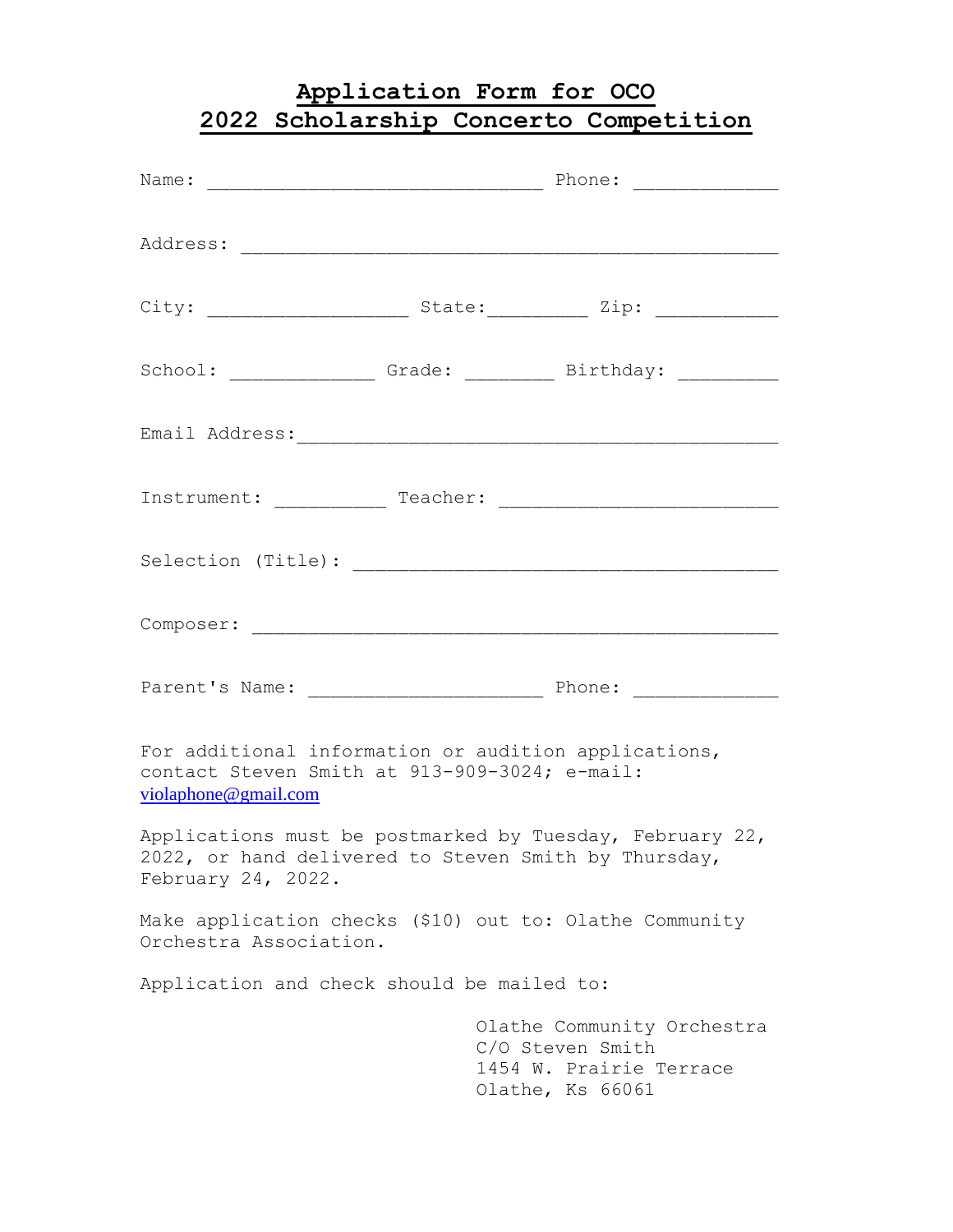# Application Form for OCO 2022 Scholarship Concerto Competition

Name: ______________________________ Phone: _____________

Address: ________________________________________________

City: __________________ State:_________ Zip: ___________

School: _____________ Grade: ________ Birthday: _________

Email Address:___________________________________________

Instrument: __________ Teacher: _________________________

Selection (Title): ______________________________________

Composer: _______________________________________________

Parent's Name: _____________________ Phone: _____________

For additional information or audition applications, contact Steven Smith at 913-909-3024; e-mail: violaphone@gmail.com

Applications must be postmarked by Tuesday, February 22, 2022, or hand delivered to Steven Smith by Thursday, February 24, 2022.

Make application checks ($10) out to: Olathe Community Orchestra Association.

Application and check should be mailed to:

Olathe Community Orchestra
C/O Steven Smith
1454 W. Prairie Terrace
Olathe, Ks 66061